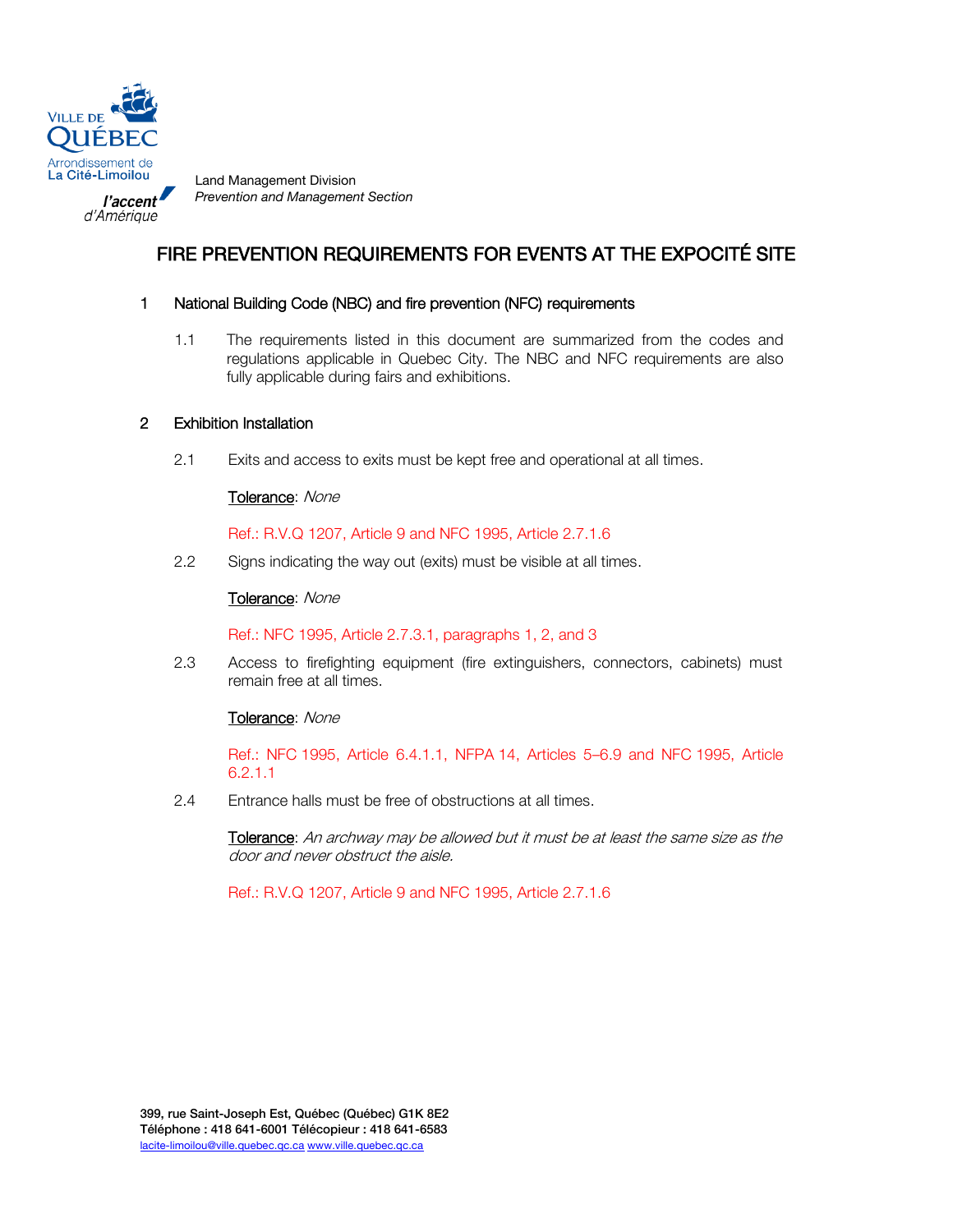VILLE DE QUÉBEC
Arrondissement de La Cité-Limoilou
l'accent d'Amérique

Land Management Division
*Prevention and Management Section*

# FIRE PREVENTION REQUIREMENTS FOR EVENTS AT THE EXPOCITÉ SITE

## 1 National Building Code (NBC) and fire prevention (NFC) requirements

1.1 The requirements listed in this document are summarized from the codes and regulations applicable in Quebec City. The NBC and NFC requirements are also fully applicable during fairs and exhibitions.

## 2 Exhibition Installation

2.1 Exits and access to exits must be kept free and operational at all times.

Tolerance: *None*

Ref.: R.V.Q 1207, Article 9 and NFC 1995, Article 2.7.1.6

2.2 Signs indicating the way out (exits) must be visible at all times.

Tolerance: *None*

Ref.: NFC 1995, Article 2.7.3.1, paragraphs 1, 2, and 3

2.3 Access to firefighting equipment (fire extinguishers, connectors, cabinets) must remain free at all times.

Tolerance: *None*

Ref.: NFC 1995, Article 6.4.1.1, NFPA 14, Articles 5–6.9 and NFC 1995, Article 6.2.1.1

2.4 Entrance halls must be free of obstructions at all times.

Tolerance: *An archway may be allowed but it must be at least the same size as the door and never obstruct the aisle.*

Ref.: R.V.Q 1207, Article 9 and NFC 1995, Article 2.7.1.6

399, rue Saint-Joseph Est, Québec (Québec) G1K 8E2
Téléphone : 418 641-6001 Télécopieur : 418 641-6583
lacite-limoilou@ville.quebec.qc.ca www.ville.quebec.qc.ca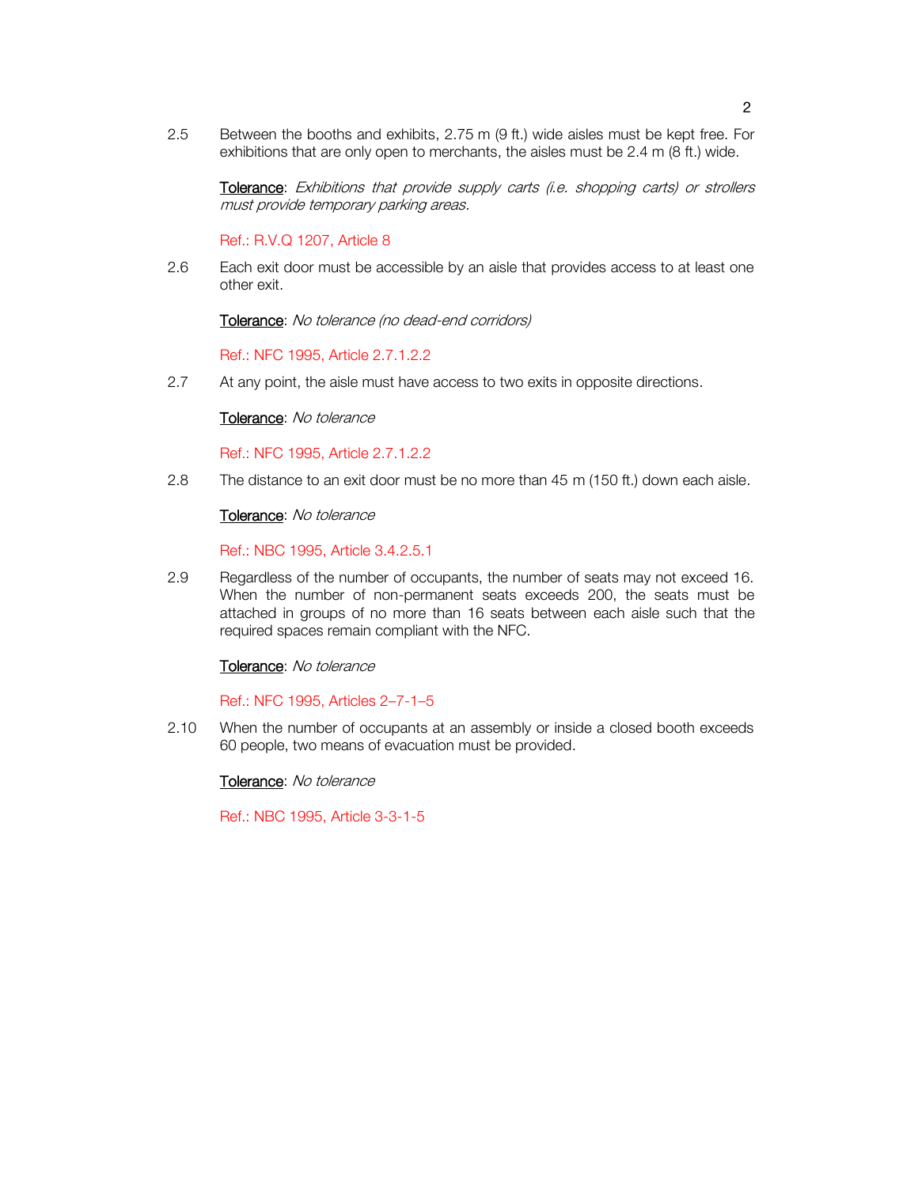2.5 Between the booths and exhibits, 2.75 m (9 ft.) wide aisles must be kept free. For exhibitions that are only open to merchants, the aisles must be 2.4 m (8 ft.) wide.

Tolerance: *Exhibitions that provide supply carts (i.e. shopping carts) or strollers must provide temporary parking areas.*

Ref.: R.V.Q 1207, Article 8

2.6 Each exit door must be accessible by an aisle that provides access to at least one other exit.

Tolerance: *No tolerance (no dead-end corridors)*

Ref.: NFC 1995, Article 2.7.1.2.2

2.7 At any point, the aisle must have access to two exits in opposite directions.

Tolerance: *No tolerance*

Ref.: NFC 1995, Article 2.7.1.2.2

2.8 The distance to an exit door must be no more than 45 m (150 ft.) down each aisle.

Tolerance: *No tolerance*

Ref.: NBC 1995, Article 3.4.2.5.1

2.9 Regardless of the number of occupants, the number of seats may not exceed 16. When the number of non-permanent seats exceeds 200, the seats must be attached in groups of no more than 16 seats between each aisle such that the required spaces remain compliant with the NFC.

Tolerance: *No tolerance*

Ref.: NFC 1995, Articles 2–7-1–5

2.10 When the number of occupants at an assembly or inside a closed booth exceeds 60 people, two means of evacuation must be provided.

Tolerance: *No tolerance*

Ref.: NBC 1995, Article 3-3-1-5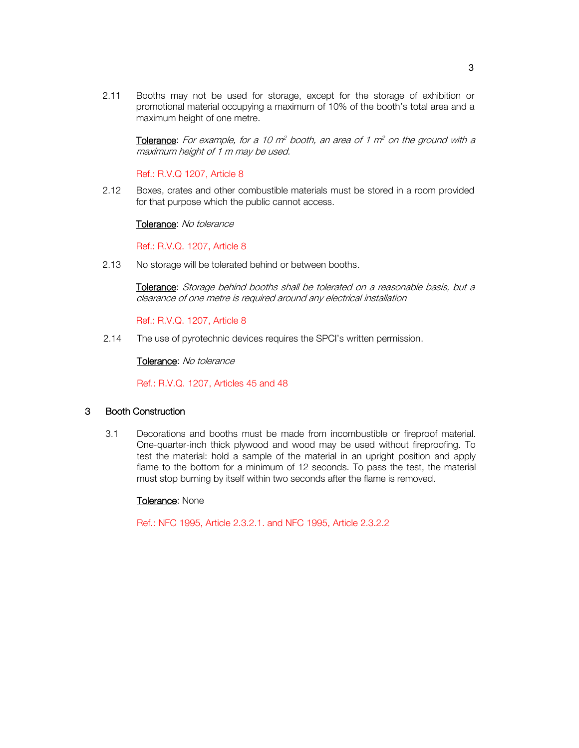2.11 Booths may not be used for storage, except for the storage of exhibition or promotional material occupying a maximum of 10% of the booth's total area and a maximum height of one metre.

<u>Tolerance</u>: *For example, for a 10 $m^2$ booth, an area of 1 $m^2$ on the ground with a maximum height of 1 m may be used.*

Ref.: R.V.Q 1207, Article 8

2.12 Boxes, crates and other combustible materials must be stored in a room provided for that purpose which the public cannot access.

<u>Tolerance</u>: *No tolerance*

Ref.: R.V.Q. 1207, Article 8

2.13 No storage will be tolerated behind or between booths.

<u>Tolerance</u>: *Storage behind booths shall be tolerated on a reasonable basis, but a clearance of one metre is required around any electrical installation*

Ref.: R.V.Q. 1207, Article 8

2.14 The use of pyrotechnic devices requires the SPCI's written permission.

<u>Tolerance</u>: *No tolerance*

Ref.: R.V.Q. 1207, Articles 45 and 48

## 3 Booth Construction

3.1 Decorations and booths must be made from incombustible or fireproof material. One-quarter-inch thick plywood and wood may be used without fireproofing. To test the material: hold a sample of the material in an upright position and apply flame to the bottom for a minimum of 12 seconds. To pass the test, the material must stop burning by itself within two seconds after the flame is removed.

<u>Tolerance</u>: None

Ref.: NFC 1995, Article 2.3.2.1. and NFC 1995, Article 2.3.2.2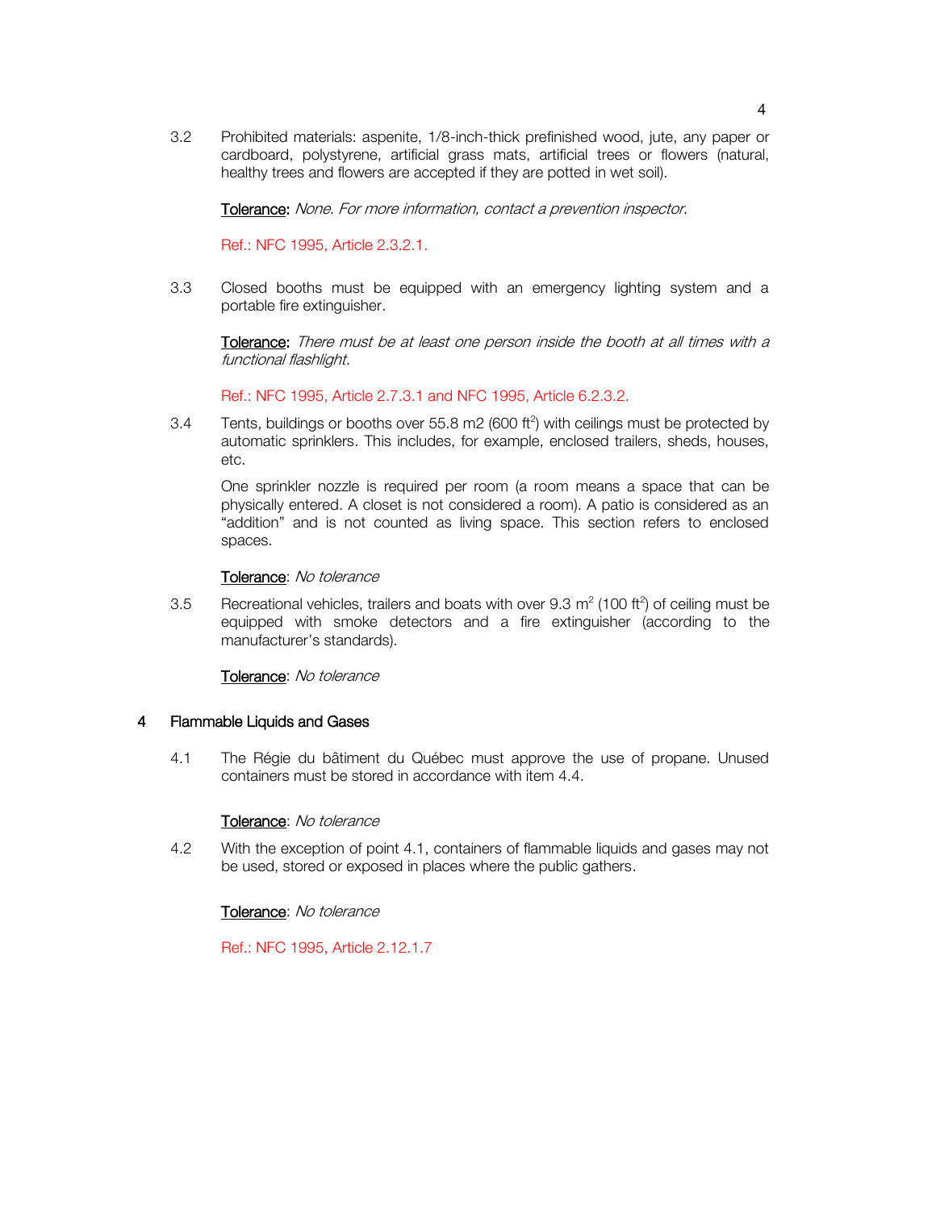3.2 Prohibited materials: aspenite, 1/8-inch-thick prefinished wood, jute, any paper or cardboard, polystyrene, artificial grass mats, artificial trees or flowers (natural, healthy trees and flowers are accepted if they are potted in wet soil).

Tolerance: *None. For more information, contact a prevention inspector.*

Ref.: NFC 1995, Article 2.3.2.1.

3.3 Closed booths must be equipped with an emergency lighting system and a portable fire extinguisher.

Tolerance: *There must be at least one person inside the booth at all times with a functional flashlight.*

Ref.: NFC 1995, Article 2.7.3.1 and NFC 1995, Article 6.2.3.2.

3.4 Tents, buildings or booths over 55.8 m2 (600 ft$^2$) with ceilings must be protected by automatic sprinklers. This includes, for example, enclosed trailers, sheds, houses, etc.

One sprinkler nozzle is required per room (a room means a space that can be physically entered. A closet is not considered a room). A patio is considered as an "addition" and is not counted as living space. This section refers to enclosed spaces.

Tolerance: *No tolerance*

3.5 Recreational vehicles, trailers and boats with over 9.3 m$^2$ (100 ft$^2$) of ceiling must be equipped with smoke detectors and a fire extinguisher (according to the manufacturer's standards).

Tolerance: *No tolerance*

## 4 Flammable Liquids and Gases

4.1 The Régie du bâtiment du Québec must approve the use of propane. Unused containers must be stored in accordance with item 4.4.

Tolerance: *No tolerance*

4.2 With the exception of point 4.1, containers of flammable liquids and gases may not be used, stored or exposed in places where the public gathers.

Tolerance: *No tolerance*

Ref.: NFC 1995, Article 2.12.1.7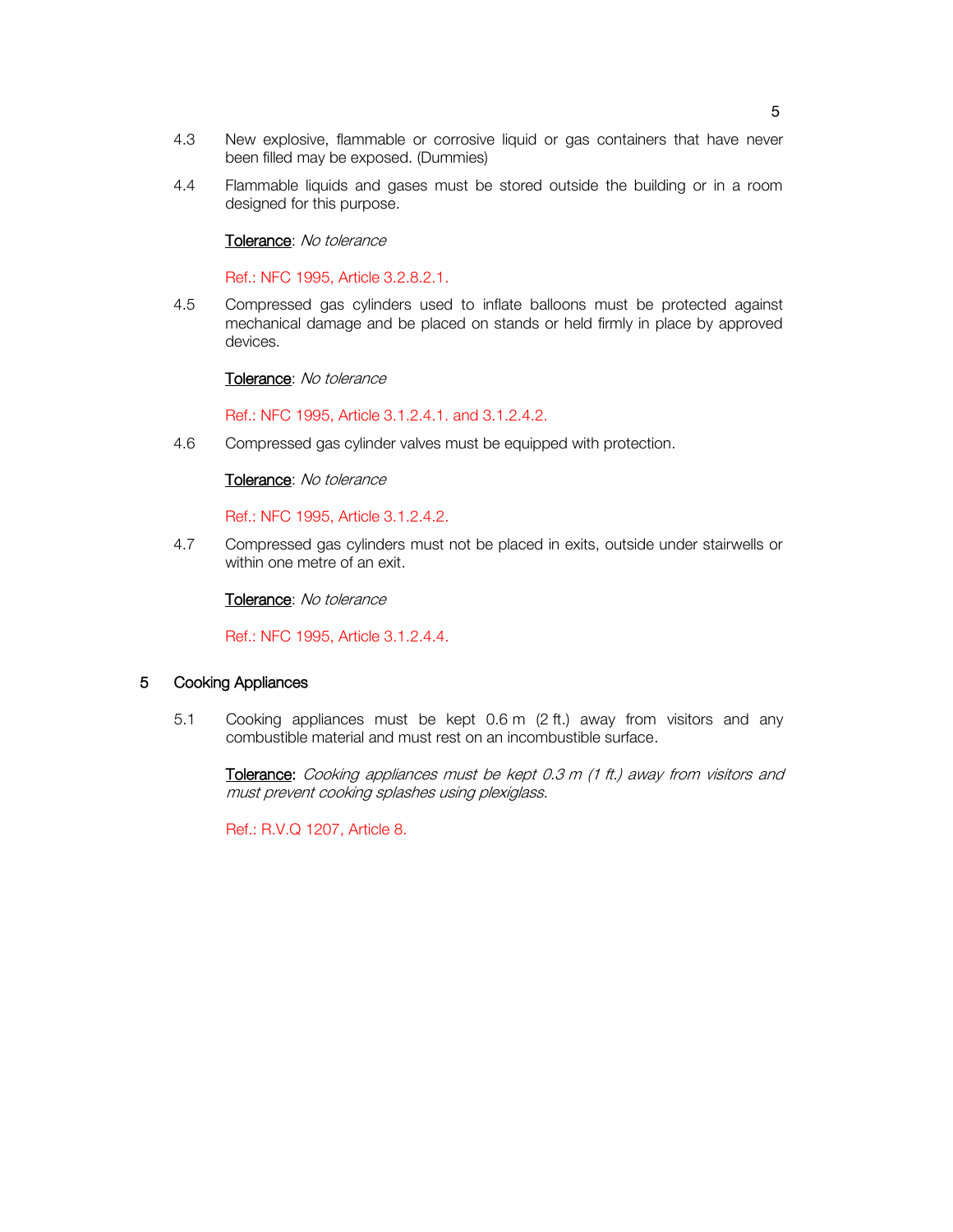4.3 New explosive, flammable or corrosive liquid or gas containers that have never been filled may be exposed. (Dummies)

4.4 Flammable liquids and gases must be stored outside the building or in a room designed for this purpose.

<u>Tolerance</u>: *No tolerance*

Ref.: NFC 1995, Article 3.2.8.2.1.

4.5 Compressed gas cylinders used to inflate balloons must be protected against mechanical damage and be placed on stands or held firmly in place by approved devices.

<u>Tolerance</u>: *No tolerance*

Ref.: NFC 1995, Article 3.1.2.4.1. and 3.1.2.4.2.

4.6 Compressed gas cylinder valves must be equipped with protection.

<u>Tolerance</u>: *No tolerance*

Ref.: NFC 1995, Article 3.1.2.4.2.

4.7 Compressed gas cylinders must not be placed in exits, outside under stairwells or within one metre of an exit.

<u>Tolerance</u>: *No tolerance*

Ref.: NFC 1995, Article 3.1.2.4.4.

## 5 Cooking Appliances

5.1 Cooking appliances must be kept 0.6 m (2 ft.) away from visitors and any combustible material and must rest on an incombustible surface.

<u>Tolerance</u>: *Cooking appliances must be kept 0.3 m (1 ft.) away from visitors and must prevent cooking splashes using plexiglass.*

Ref.: R.V.Q 1207, Article 8.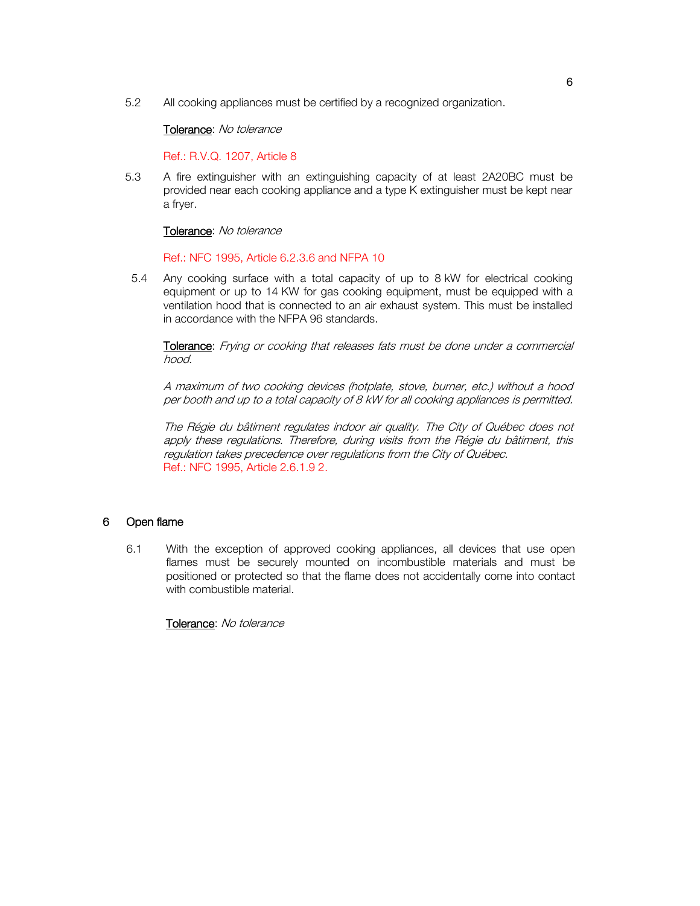5.2 All cooking appliances must be certified by a recognized organization.

<u>Tolerance</u>: *No tolerance*

Ref.: R.V.Q. 1207, Article 8

5.3 A fire extinguisher with an extinguishing capacity of at least 2A20BC must be provided near each cooking appliance and a type K extinguisher must be kept near a fryer.

<u>Tolerance</u>: *No tolerance*

Ref.: NFC 1995, Article 6.2.3.6 and NFPA 10

5.4 Any cooking surface with a total capacity of up to 8 kW for electrical cooking equipment or up to 14 KW for gas cooking equipment, must be equipped with a ventilation hood that is connected to an air exhaust system. This must be installed in accordance with the NFPA 96 standards.

<u>Tolerance</u>: *Frying or cooking that releases fats must be done under a commercial hood.*

*A maximum of two cooking devices (hotplate, stove, burner, etc.) without a hood per booth and up to a total capacity of 8 kW for all cooking appliances is permitted.*

*The Régie du bâtiment regulates indoor air quality. The City of Québec does not apply these regulations. Therefore, during visits from the Régie du bâtiment, this regulation takes precedence over regulations from the City of Québec.*
Ref.: NFC 1995, Article 2.6.1.9 2.

## 6 Open flame

6.1 With the exception of approved cooking appliances, all devices that use open flames must be securely mounted on incombustible materials and must be positioned or protected so that the flame does not accidentally come into contact with combustible material.

<u>Tolerance</u>: *No tolerance*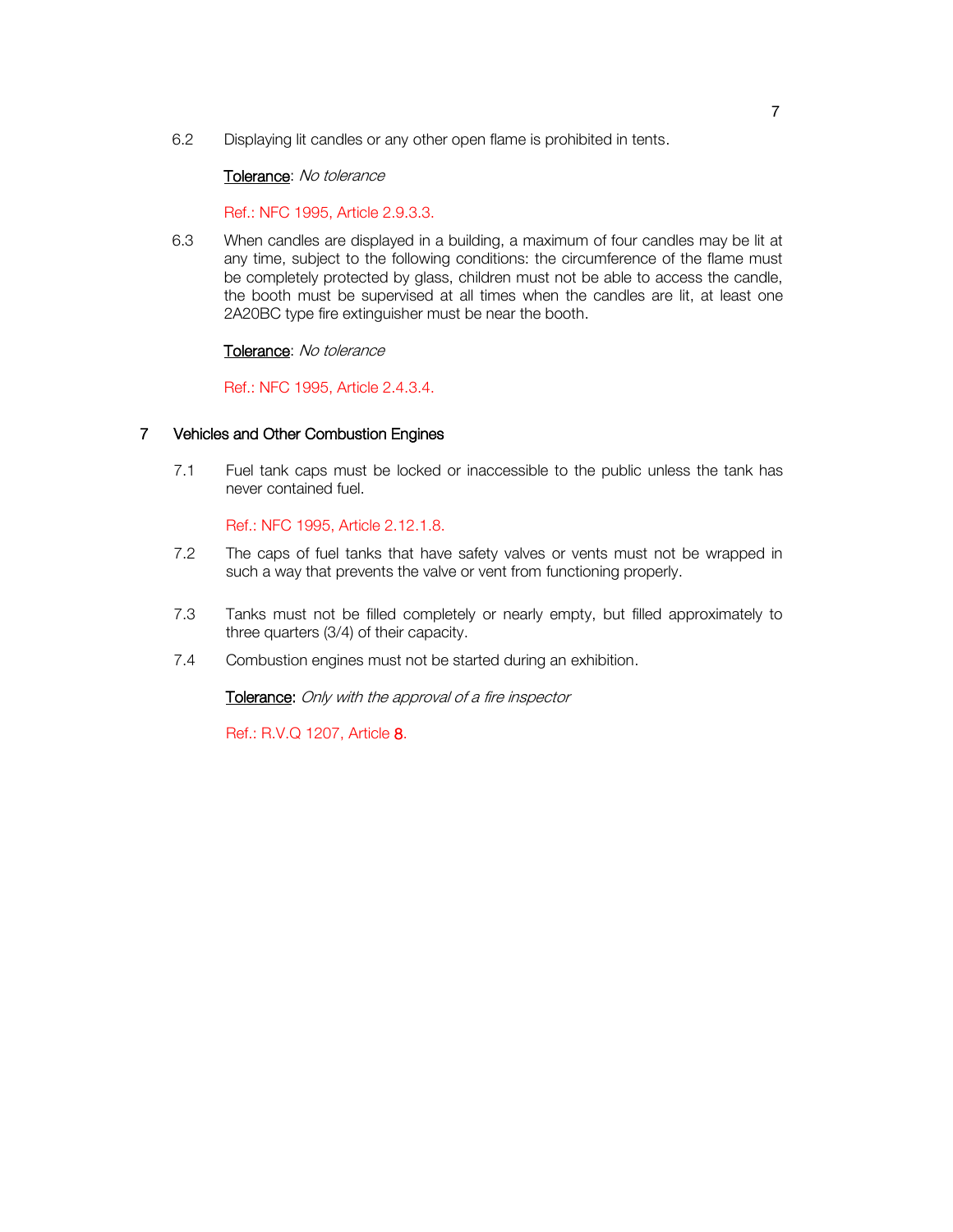6.2 Displaying lit candles or any other open flame is prohibited in tents.

<u>Tolerance</u>: *No tolerance*

Ref.: NFC 1995, Article 2.9.3.3.

6.3 When candles are displayed in a building, a maximum of four candles may be lit at any time, subject to the following conditions: the circumference of the flame must be completely protected by glass, children must not be able to access the candle, the booth must be supervised at all times when the candles are lit, at least one 2A20BC type fire extinguisher must be near the booth.

<u>Tolerance</u>: *No tolerance*

Ref.: NFC 1995, Article 2.4.3.4.

## 7 Vehicles and Other Combustion Engines

7.1 Fuel tank caps must be locked or inaccessible to the public unless the tank has never contained fuel.

Ref.: NFC 1995, Article 2.12.1.8.

7.2 The caps of fuel tanks that have safety valves or vents must not be wrapped in such a way that prevents the valve or vent from functioning properly.

7.3 Tanks must not be filled completely or nearly empty, but filled approximately to three quarters (3/4) of their capacity.

7.4 Combustion engines must not be started during an exhibition.

<u>Tolerance</u>: *Only with the approval of a fire inspector*

Ref.: R.V.Q 1207, Article 8.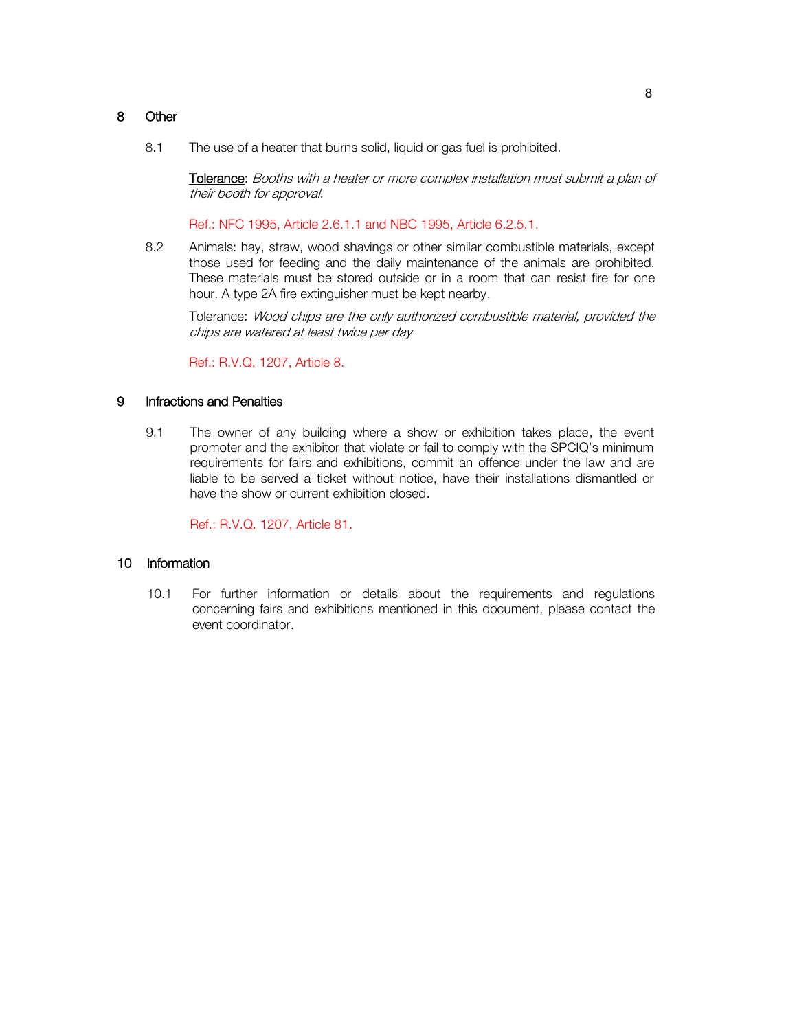## 8 Other

8.1 The use of a heater that burns solid, liquid or gas fuel is prohibited.

<u>**Tolerance**</u>: *Booths with a heater or more complex installation must submit a plan of their booth for approval.*

Ref.: NFC 1995, Article 2.6.1.1 and NBC 1995, Article 6.2.5.1.

8.2 Animals: hay, straw, wood shavings or other similar combustible materials, except those used for feeding and the daily maintenance of the animals are prohibited. These materials must be stored outside or in a room that can resist fire for one hour. A type 2A fire extinguisher must be kept nearby.

<u>Tolerance</u>: *Wood chips are the only authorized combustible material, provided the chips are watered at least twice per day*

Ref.: R.V.Q. 1207, Article 8.

## 9 Infractions and Penalties

9.1 The owner of any building where a show or exhibition takes place, the event promoter and the exhibitor that violate or fail to comply with the SPCIQ's minimum requirements for fairs and exhibitions, commit an offence under the law and are liable to be served a ticket without notice, have their installations dismantled or have the show or current exhibition closed.

Ref.: R.V.Q. 1207, Article 81.

## 10 Information

10.1 For further information or details about the requirements and regulations concerning fairs and exhibitions mentioned in this document, please contact the event coordinator.